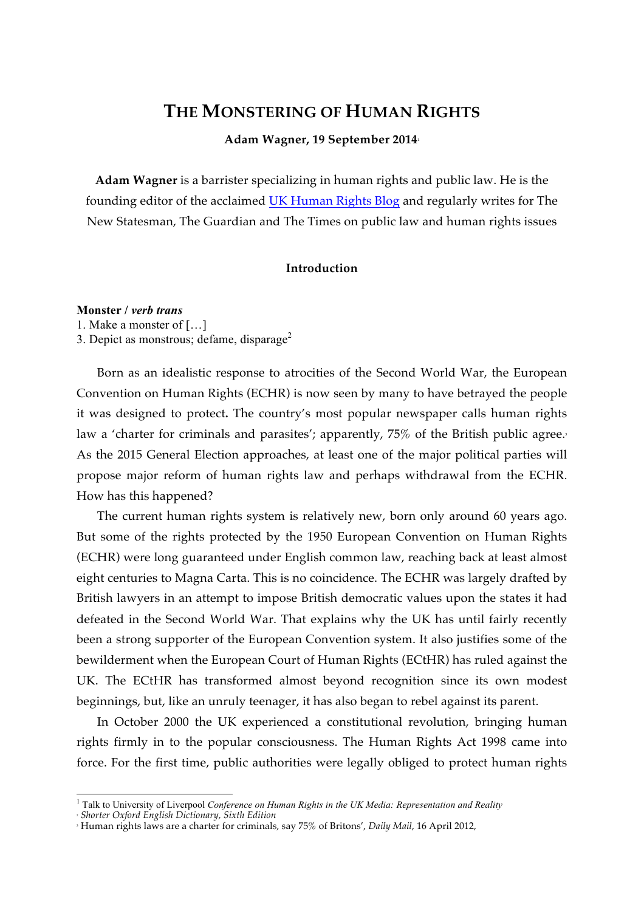# THE MONSTERING OF HUMAN RIGHTS

**Adam Wagner, 19 September 2014**[1]

**Adam Wagner** is a barrister specializing in human rights and public law. He is the founding editor of the acclaimed UK Human Rights Blog and regularly writes for The New Statesman, The Guardian and The Times on public law and human rights issues

## Introduction

**Monster /** ***verb trans***
1. Make a monster of […]
3. Depict as monstrous; defame, disparage[2]

Born as an idealistic response to atrocities of the Second World War, the European Convention on Human Rights (ECHR) is now seen by many to have betrayed the people it was designed to protect**.** The country's most popular newspaper calls human rights law a 'charter for criminals and parasites'; apparently, 75% of the British public agree.[3] As the 2015 General Election approaches, at least one of the major political parties will propose major reform of human rights law and perhaps withdrawal from the ECHR. How has this happened?

The current human rights system is relatively new, born only around 60 years ago. But some of the rights protected by the 1950 European Convention on Human Rights (ECHR) were long guaranteed under English common law, reaching back at least almost eight centuries to Magna Carta. This is no coincidence. The ECHR was largely drafted by British lawyers in an attempt to impose British democratic values upon the states it had defeated in the Second World War. That explains why the UK has until fairly recently been a strong supporter of the European Convention system. It also justifies some of the bewilderment when the European Court of Human Rights (ECtHR) has ruled against the UK. The ECtHR has transformed almost beyond recognition since its own modest beginnings, but, like an unruly teenager, it has also began to rebel against its parent.

In October 2000 the UK experienced a constitutional revolution, bringing human rights firmly in to the popular consciousness. The Human Rights Act 1998 came into force. For the first time, public authorities were legally obliged to protect human rights

---

[1] Talk to University of Liverpool *Conference on Human Rights in the UK Media: Representation and Reality*
[2] *Shorter Oxford English Dictionary, Sixth Edition*
[3] Human rights laws are a charter for criminals, say 75% of Britons', *Daily Mail*, 16 April 2012,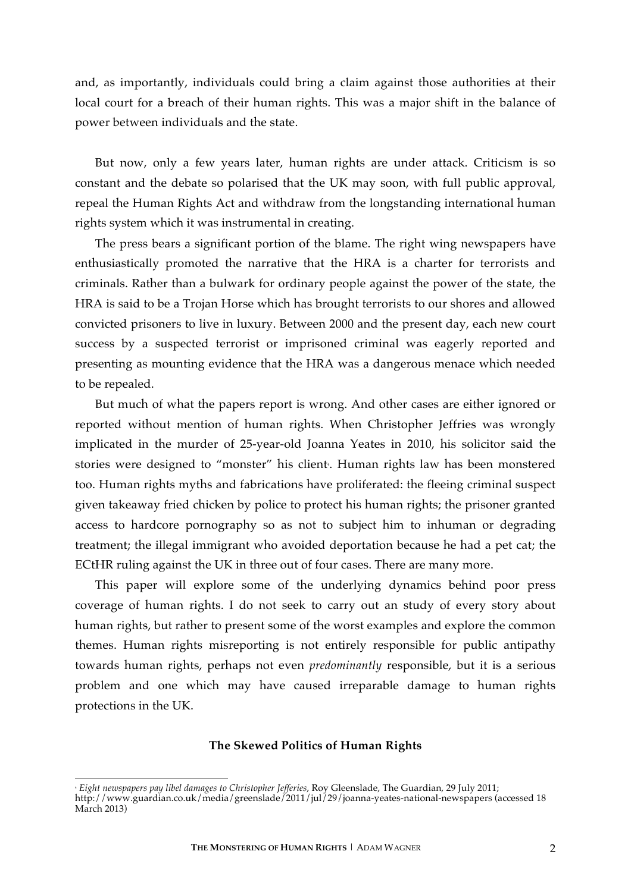and, as importantly, individuals could bring a claim against those authorities at their local court for a breach of their human rights. This was a major shift in the balance of power between individuals and the state.

But now, only a few years later, human rights are under attack. Criticism is so constant and the debate so polarised that the UK may soon, with full public approval, repeal the Human Rights Act and withdraw from the longstanding international human rights system which it was instrumental in creating.

The press bears a significant portion of the blame. The right wing newspapers have enthusiastically promoted the narrative that the HRA is a charter for terrorists and criminals. Rather than a bulwark for ordinary people against the power of the state, the HRA is said to be a Trojan Horse which has brought terrorists to our shores and allowed convicted prisoners to live in luxury. Between 2000 and the present day, each new court success by a suspected terrorist or imprisoned criminal was eagerly reported and presenting as mounting evidence that the HRA was a dangerous menace which needed to be repealed.

But much of what the papers report is wrong. And other cases are either ignored or reported without mention of human rights. When Christopher Jeffries was wrongly implicated in the murder of 25-year-old Joanna Yeates in 2010, his solicitor said the stories were designed to "monster" his client[1]. Human rights law has been monstered too. Human rights myths and fabrications have proliferated: the fleeing criminal suspect given takeaway fried chicken by police to protect his human rights; the prisoner granted access to hardcore pornography so as not to subject him to inhuman or degrading treatment; the illegal immigrant who avoided deportation because he had a pet cat; the ECtHR ruling against the UK in three out of four cases. There are many more.

This paper will explore some of the underlying dynamics behind poor press coverage of human rights. I do not seek to carry out an study of every story about human rights, but rather to present some of the worst examples and explore the common themes. Human rights misreporting is not entirely responsible for public antipathy towards human rights, perhaps not even *predominantly* responsible, but it is a serious problem and one which may have caused irreparable damage to human rights protections in the UK.

## The Skewed Politics of Human Rights

[1] *Eight newspapers pay libel damages to Christopher Jefferies*, Roy Gleenslade, The Guardian, 29 July 2011; http://www.guardian.co.uk/media/greenslade/2011/jul/29/joanna-yeates-national-newspapers (accessed 18 March 2013)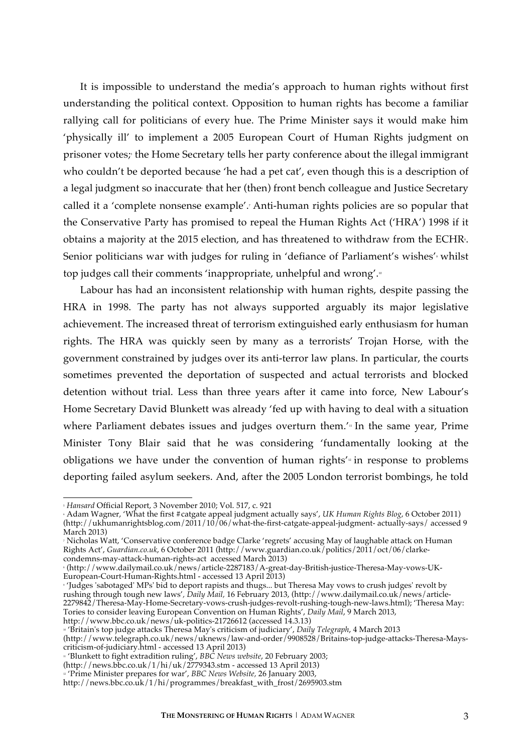It is impossible to understand the media's approach to human rights without first understanding the political context. Opposition to human rights has become a familiar rallying call for politicians of every hue. The Prime Minister says it would make him 'physically ill' to implement a 2005 European Court of Human Rights judgment on prisoner votes;[5] the Home Secretary tells her party conference about the illegal immigrant who couldn't be deported because 'he had a pet cat', even though this is a description of a legal judgment so inaccurate[6] that her (then) front bench colleague and Justice Secretary called it a 'complete nonsense example'.[7] Anti-human rights policies are so popular that the Conservative Party has promised to repeal the Human Rights Act ('HRA') 1998 if it obtains a majority at the 2015 election, and has threatened to withdraw from the ECHR[8]. Senior politicians war with judges for ruling in 'defiance of Parliament's wishes'[9] whilst top judges call their comments 'inappropriate, unhelpful and wrong'.[10]

Labour has had an inconsistent relationship with human rights, despite passing the HRA in 1998. The party has not always supported arguably its major legislative achievement. The increased threat of terrorism extinguished early enthusiasm for human rights. The HRA was quickly seen by many as a terrorists' Trojan Horse, with the government constrained by judges over its anti-terror law plans. In particular, the courts sometimes prevented the deportation of suspected and actual terrorists and blocked detention without trial. Less than three years after it came into force, New Labour's Home Secretary David Blunkett was already 'fed up with having to deal with a situation where Parliament debates issues and judges overturn them.'[11] In the same year, Prime Minister Tony Blair said that he was considering 'fundamentally looking at the obligations we have under the convention of human rights'[12] in response to problems deporting failed asylum seekers. And, after the 2005 London terrorist bombings, he told

---

[5] *Hansard* Official Report, 3 November 2010; Vol. 517, c. 921

[6] Adam Wagner, 'What the first #catgate appeal judgment actually says', *UK Human Rights Blog*, 6 October 2011) (http://ukhumanrightsblog.com/2011/10/06/what-the-first-catgate-appeal-judgment- actually-says/ accessed 9 March 2013)

[7] Nicholas Watt, 'Conservative conference badge Clarke 'regrets' accusing May of laughable attack on Human Rights Act', *Guardian.co.uk*, 6 October 2011 (http://www.guardian.co.uk/politics/2011/oct/06/clarke-condemns-may-attack-human-rights-act accessed March 2013)

[8] (http://www.dailymail.co.uk/news/article-2287183/A-great-day-British-justice-Theresa-May-vows-UK-European-Court-Human-Rights.html - accessed 13 April 2013)

[9] 'Judges 'sabotaged' MPs' bid to deport rapists and thugs... but Theresa May vows to crush judges' revolt by rushing through tough new laws', *Daily Mail*, 16 February 2013, (http://www.dailymail.co.uk/news/article-2279842/Theresa-May-Home-Secretary-vows-crush-judges-revolt-rushing-tough-new-laws.html); 'Theresa May: Tories to consider leaving European Convention on Human Rights', *Daily Mail*, 9 March 2013, http://www.bbc.co.uk/news/uk-politics-21726612 (accessed 14.3.13)

[10] 'Britain's top judge attacks Theresa May's criticism of judiciary', *Daily Telegraph*, 4 March 2013 (http://www.telegraph.co.uk/news/uknews/law-and-order/9908528/Britains-top-judge-attacks-Theresa-Mays-criticism-of-judiciary.html - accessed 13 April 2013)

[11] 'Blunkett to fight extradition ruling', *BBC News website*, 20 February 2003; (http://news.bbc.co.uk/1/hi/uk/2779343.stm - accessed 13 April 2013)

[12] 'Prime Minister prepares for war', *BBC News Website*, 26 January 2003, http://news.bbc.co.uk/1/hi/programmes/breakfast_with_frost/2695903.stm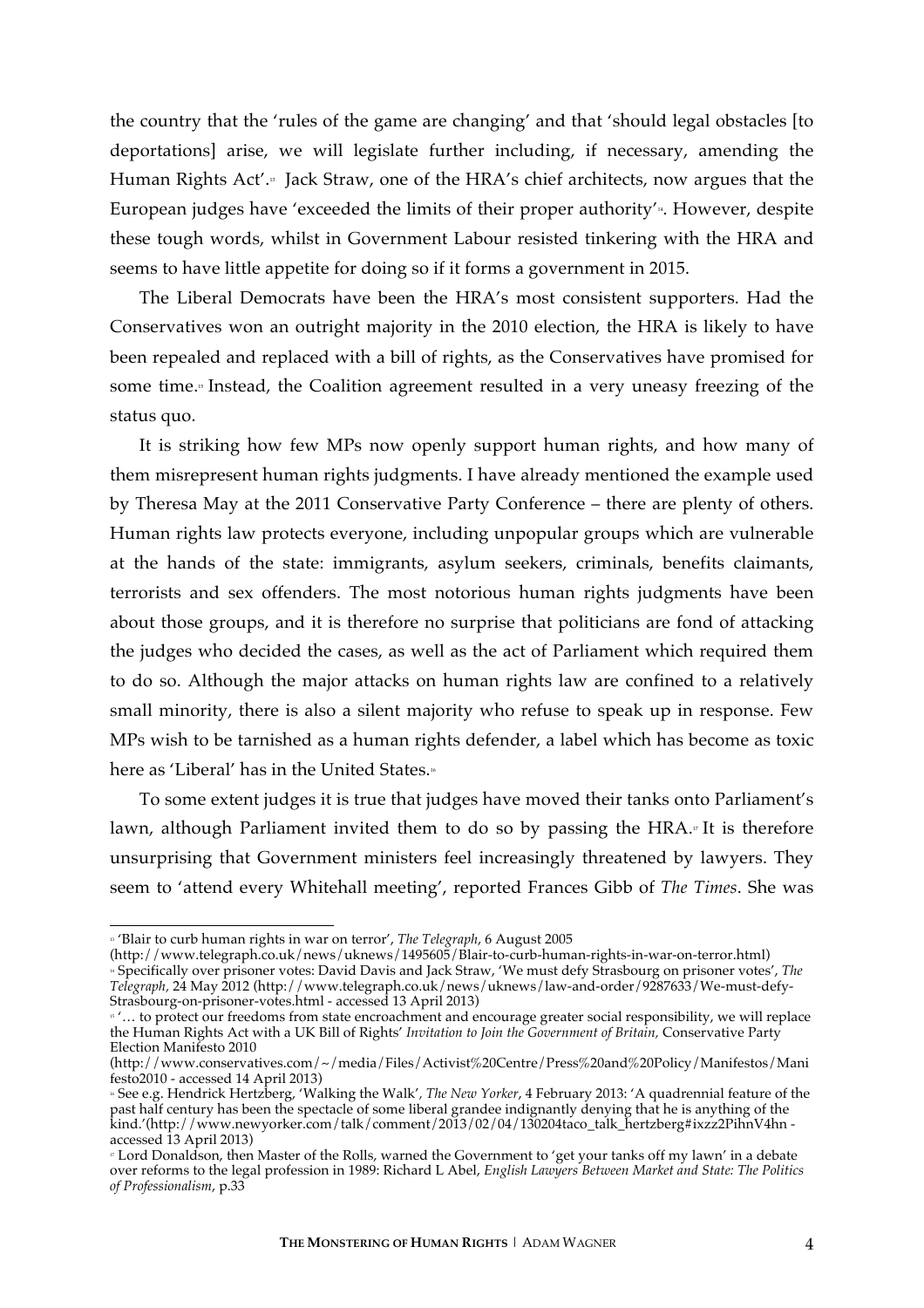the country that the 'rules of the game are changing' and that 'should legal obstacles [to deportations] arise, we will legislate further including, if necessary, amending the Human Rights Act'.[13] Jack Straw, one of the HRA's chief architects, now argues that the European judges have 'exceeded the limits of their proper authority'[14]. However, despite these tough words, whilst in Government Labour resisted tinkering with the HRA and seems to have little appetite for doing so if it forms a government in 2015.

The Liberal Democrats have been the HRA's most consistent supporters. Had the Conservatives won an outright majority in the 2010 election, the HRA is likely to have been repealed and replaced with a bill of rights, as the Conservatives have promised for some time.[15] Instead, the Coalition agreement resulted in a very uneasy freezing of the status quo.

It is striking how few MPs now openly support human rights, and how many of them misrepresent human rights judgments. I have already mentioned the example used by Theresa May at the 2011 Conservative Party Conference – there are plenty of others. Human rights law protects everyone, including unpopular groups which are vulnerable at the hands of the state: immigrants, asylum seekers, criminals, benefits claimants, terrorists and sex offenders. The most notorious human rights judgments have been about those groups, and it is therefore no surprise that politicians are fond of attacking the judges who decided the cases, as well as the act of Parliament which required them to do so. Although the major attacks on human rights law are confined to a relatively small minority, there is also a silent majority who refuse to speak up in response. Few MPs wish to be tarnished as a human rights defender, a label which has become as toxic here as 'Liberal' has in the United States.[16]

To some extent judges it is true that judges have moved their tanks onto Parliament's lawn, although Parliament invited them to do so by passing the HRA.[17] It is therefore unsurprising that Government ministers feel increasingly threatened by lawyers. They seem to 'attend every Whitehall meeting', reported Frances Gibb of *The Times*. She was

---

[13] 'Blair to curb human rights in war on terror', *The Telegraph*, 6 August 2005 (http://www.telegraph.co.uk/news/uknews/1495605/Blair-to-curb-human-rights-in-war-on-terror.html)

[14] Specifically over prisoner votes: David Davis and Jack Straw, 'We must defy Strasbourg on prisoner votes', *The Telegraph*, 24 May 2012 (http://www.telegraph.co.uk/news/uknews/law-and-order/9287633/We-must-defy-Strasbourg-on-prisoner-votes.html - accessed 13 April 2013)

[15] '… to protect our freedoms from state encroachment and encourage greater social responsibility, we will replace the Human Rights Act with a UK Bill of Rights' *Invitation to Join the Government of Britain,* Conservative Party Election Manifesto 2010 (http://www.conservatives.com/~/media/Files/Activist%20Centre/Press%20and%20Policy/Manifestos/Manifesto2010 - accessed 14 April 2013)

[16] See e.g. Hendrick Hertzberg, 'Walking the Walk', *The New Yorker*, 4 February 2013: 'A quadrennial feature of the past half century has been the spectacle of some liberal grandee indignantly denying that he is anything of the kind.'(http://www.newyorker.com/talk/comment/2013/02/04/130204taco_talk_hertzberg#ixzz2PihnV4hn - accessed 13 April 2013)

[17] Lord Donaldson, then Master of the Rolls, warned the Government to 'get your tanks off my lawn' in a debate over reforms to the legal profession in 1989: Richard L Abel, *English Lawyers Between Market and State: The Politics of Professionalism*, p.33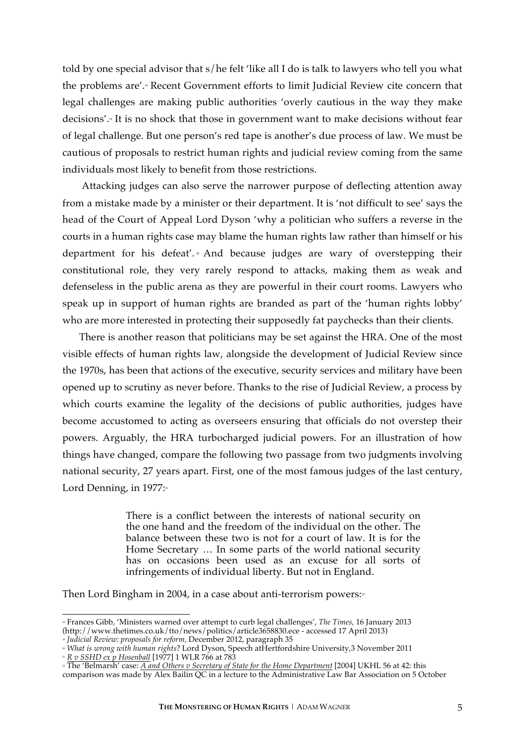told by one special advisor that s/he felt 'like all I do is talk to lawyers who tell you what the problems are'.[18] Recent Government efforts to limit Judicial Review cite concern that legal challenges are making public authorities 'overly cautious in the way they make decisions'.[19] It is no shock that those in government want to make decisions without fear of legal challenge. But one person's red tape is another's due process of law. We must be cautious of proposals to restrict human rights and judicial review coming from the same individuals most likely to benefit from those restrictions.

Attacking judges can also serve the narrower purpose of deflecting attention away from a mistake made by a minister or their department. It is 'not difficult to see' says the head of the Court of Appeal Lord Dyson 'why a politician who suffers a reverse in the courts in a human rights case may blame the human rights law rather than himself or his department for his defeat'.[20] And because judges are wary of overstepping their constitutional role, they very rarely respond to attacks, making them as weak and defenseless in the public arena as they are powerful in their court rooms. Lawyers who speak up in support of human rights are branded as part of the 'human rights lobby' who are more interested in protecting their supposedly fat paychecks than their clients.

There is another reason that politicians may be set against the HRA. One of the most visible effects of human rights law, alongside the development of Judicial Review since the 1970s, has been that actions of the executive, security services and military have been opened up to scrutiny as never before. Thanks to the rise of Judicial Review, a process by which courts examine the legality of the decisions of public authorities, judges have become accustomed to acting as overseers ensuring that officials do not overstep their powers. Arguably, the HRA turbocharged judicial powers. For an illustration of how things have changed, compare the following two passage from two judgments involving national security, 27 years apart. First, one of the most famous judges of the last century, Lord Denning, in 1977:[21]

> There is a conflict between the interests of national security on the one hand and the freedom of the individual on the other. The balance between these two is not for a court of law. It is for the Home Secretary … In some parts of the world national security has on occasions been used as an excuse for all sorts of infringements of individual liberty. But not in England.

Then Lord Bingham in 2004, in a case about anti-terrorism powers:[22]

---

[18] Frances Gibb, 'Ministers warned over attempt to curb legal challenges', *The Times*, 16 January 2013 (http://www.thetimes.co.uk/tto/news/politics/article3658830.ece - accessed 17 April 2013)

[19] *Judicial Review: proposals for reform*, December 2012, paragraph 35

[20] *What is wrong with human rights*? Lord Dyson, Speech atHertfordshire University,3 November 2011

[21] *R v SSHD ex p Hosenball* [1977] 1 WLR 766 at 783

[22] The 'Belmarsh' case: *A and Others v Secretary of State for the Home Department* [2004] UKHL 56 at 42: this comparison was made by Alex Bailin QC in a lecture to the Administrative Law Bar Association on 5 October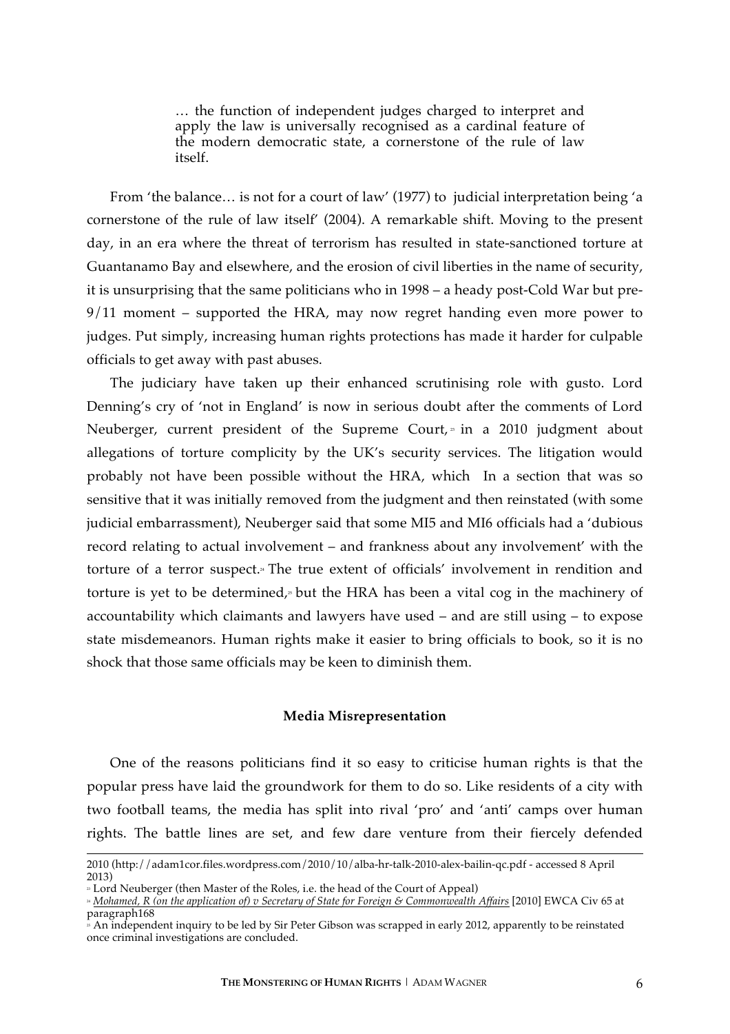> … the function of independent judges charged to interpret and apply the law is universally recognised as a cardinal feature of the modern democratic state, a cornerstone of the rule of law itself.

From 'the balance… is not for a court of law' (1977) to judicial interpretation being 'a cornerstone of the rule of law itself' (2004). A remarkable shift. Moving to the present day, in an era where the threat of terrorism has resulted in state-sanctioned torture at Guantanamo Bay and elsewhere, and the erosion of civil liberties in the name of security, it is unsurprising that the same politicians who in 1998 – a heady post-Cold War but pre-9/11 moment – supported the HRA, may now regret handing even more power to judges. Put simply, increasing human rights protections has made it harder for culpable officials to get away with past abuses.

The judiciary have taken up their enhanced scrutinising role with gusto. Lord Denning's cry of 'not in England' is now in serious doubt after the comments of Lord Neuberger, current president of the Supreme Court,[23] in a 2010 judgment about allegations of torture complicity by the UK's security services. The litigation would probably not have been possible without the HRA, which In a section that was so sensitive that it was initially removed from the judgment and then reinstated (with some judicial embarrassment), Neuberger said that some MI5 and MI6 officials had a 'dubious record relating to actual involvement – and frankness about any involvement' with the torture of a terror suspect.[24] The true extent of officials' involvement in rendition and torture is yet to be determined,[25] but the HRA has been a vital cog in the machinery of accountability which claimants and lawyers have used – and are still using – to expose state misdemeanors. Human rights make it easier to bring officials to book, so it is no shock that those same officials may be keen to diminish them.

**Media Misrepresentation**

One of the reasons politicians find it so easy to criticise human rights is that the popular press have laid the groundwork for them to do so. Like residents of a city with two football teams, the media has split into rival 'pro' and 'anti' camps over human rights. The battle lines are set, and few dare venture from their fiercely defended

---

2010 (http://adam1cor.files.wordpress.com/2010/10/alba-hr-talk-2010-alex-bailin-qc.pdf - accessed 8 April 2013)

[23] Lord Neuberger (then Master of the Roles, i.e. the head of the Court of Appeal)

[24] *Mohamed, R (on the application of) v Secretary of State for Foreign & Commonwealth Affairs* [2010] EWCA Civ 65 at paragraph168

[25] An independent inquiry to be led by Sir Peter Gibson was scrapped in early 2012, apparently to be reinstated once criminal investigations are concluded.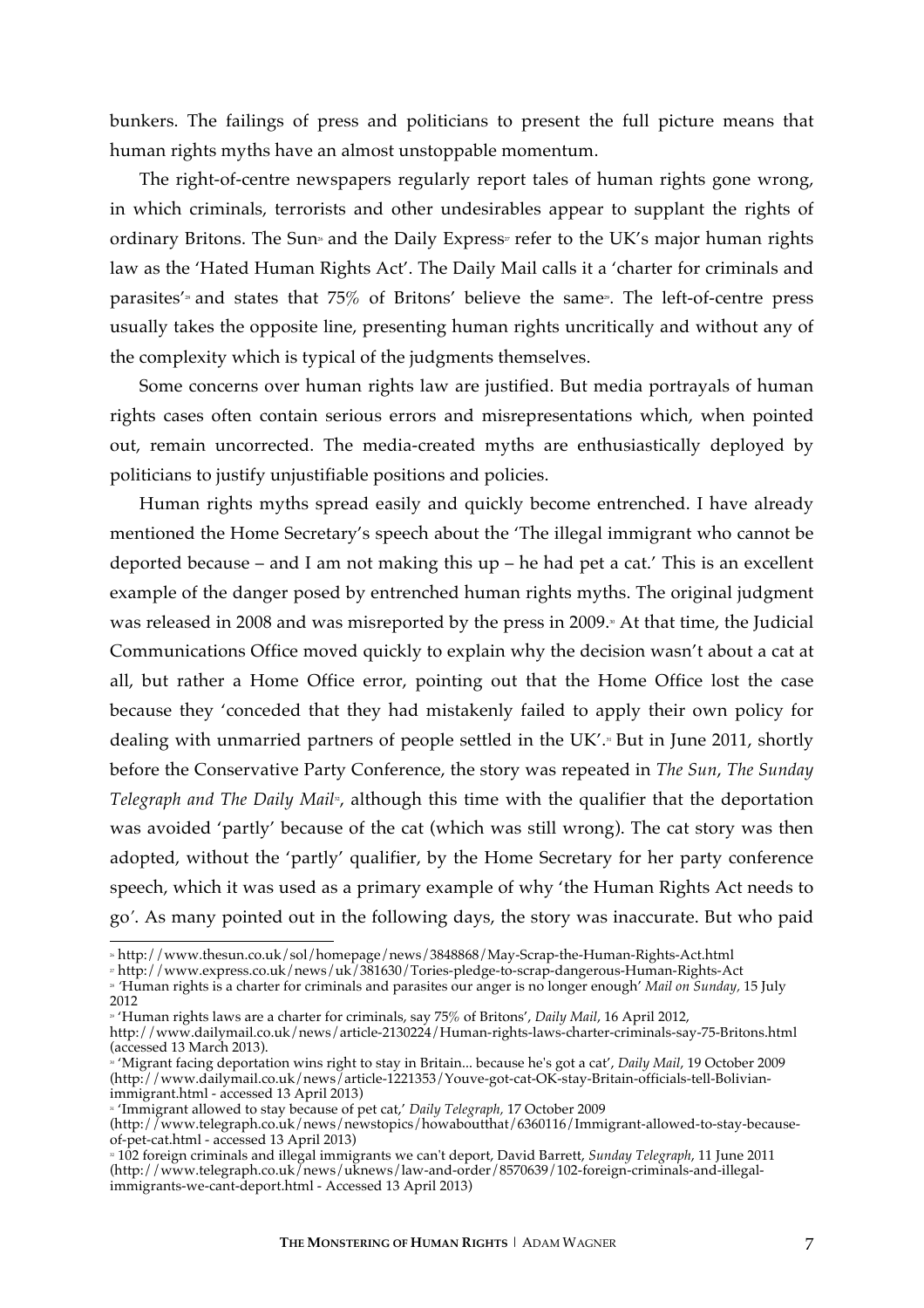bunkers. The failings of press and politicians to present the full picture means that human rights myths have an almost unstoppable momentum.

The right-of-centre newspapers regularly report tales of human rights gone wrong, in which criminals, terrorists and other undesirables appear to supplant the rights of ordinary Britons. The Sun[26] and the Daily Express[27] refer to the UK's major human rights law as the 'Hated Human Rights Act'. The Daily Mail calls it a 'charter for criminals and parasites'[28] and states that 75% of Britons' believe the same[29]. The left-of-centre press usually takes the opposite line, presenting human rights uncritically and without any of the complexity which is typical of the judgments themselves.

Some concerns over human rights law are justified. But media portrayals of human rights cases often contain serious errors and misrepresentations which, when pointed out, remain uncorrected. The media-created myths are enthusiastically deployed by politicians to justify unjustifiable positions and policies.

Human rights myths spread easily and quickly become entrenched. I have already mentioned the Home Secretary's speech about the 'The illegal immigrant who cannot be deported because – and I am not making this up – he had pet a cat.' This is an excellent example of the danger posed by entrenched human rights myths. The original judgment was released in 2008 and was misreported by the press in 2009.[30] At that time, the Judicial Communications Office moved quickly to explain why the decision wasn't about a cat at all, but rather a Home Office error, pointing out that the Home Office lost the case because they 'conceded that they had mistakenly failed to apply their own policy for dealing with unmarried partners of people settled in the UK'.[31] But in June 2011, shortly before the Conservative Party Conference, the story was repeated in *The Sun*, *The Sunday Telegraph and The Daily Mail*[32], although this time with the qualifier that the deportation was avoided 'partly' because of the cat (which was still wrong). The cat story was then adopted, without the 'partly' qualifier, by the Home Secretary for her party conference speech, which it was used as a primary example of why 'the Human Rights Act needs to go'. As many pointed out in the following days, the story was inaccurate. But who paid

---

[26] http://www.thesun.co.uk/sol/homepage/news/3848868/May-Scrap-the-Human-Rights-Act.html

[27] http://www.express.co.uk/news/uk/381630/Tories-pledge-to-scrap-dangerous-Human-Rights-Act

[28] 'Human rights is a charter for criminals and parasites our anger is no longer enough' *Mail on Sunday*, 15 July 2012

[29] 'Human rights laws are a charter for criminals, say 75% of Britons', *Daily Mail*, 16 April 2012, http://www.dailymail.co.uk/news/article-2130224/Human-rights-laws-charter-criminals-say-75-Britons.html (accessed 13 March 2013).

[30] 'Migrant facing deportation wins right to stay in Britain... because he's got a cat', *Daily Mail*, 19 October 2009 (http://www.dailymail.co.uk/news/article-1221353/Youve-got-cat-OK-stay-Britain-officials-tell-Bolivian-immigrant.html - accessed 13 April 2013)

[31] 'Immigrant allowed to stay because of pet cat,' *Daily Telegraph*, 17 October 2009 (http://www.telegraph.co.uk/news/newstopics/howaboutthat/6360116/Immigrant-allowed-to-stay-because-of-pet-cat.html - accessed 13 April 2013)

[32] 102 foreign criminals and illegal immigrants we can't deport, David Barrett, *Sunday Telegraph*, 11 June 2011 (http://www.telegraph.co.uk/news/uknews/law-and-order/8570639/102-foreign-criminals-and-illegal-immigrants-we-cant-deport.html - Accessed 13 April 2013)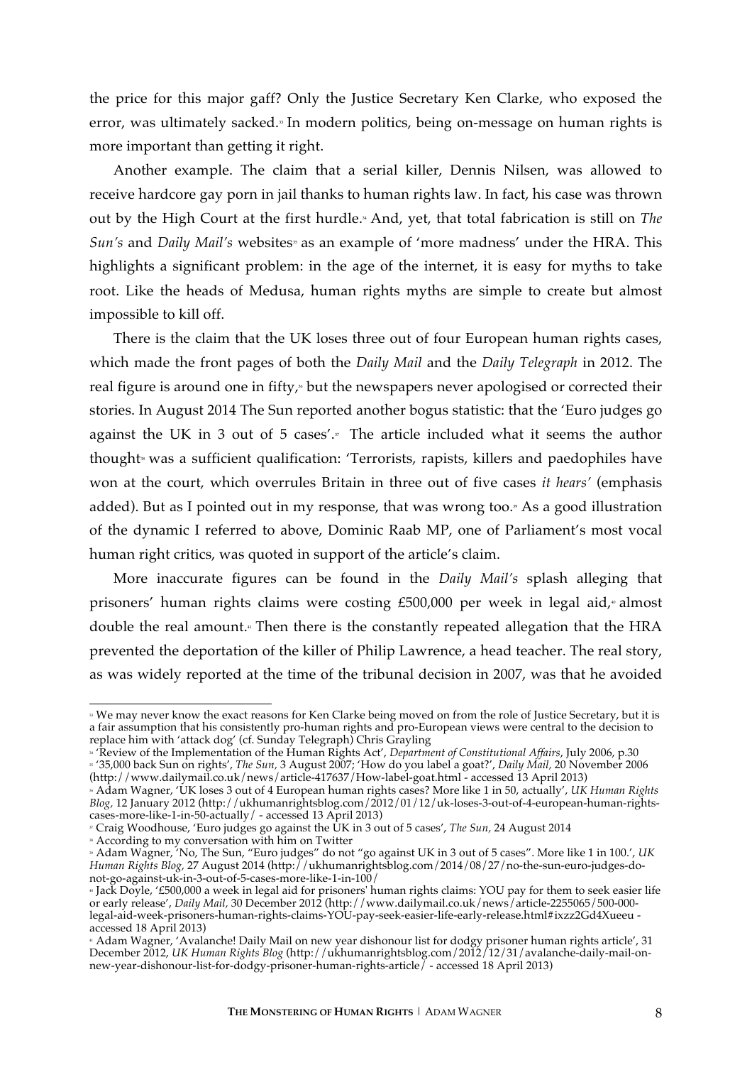the price for this major gaff? Only the Justice Secretary Ken Clarke, who exposed the error, was ultimately sacked.[33] In modern politics, being on-message on human rights is more important than getting it right.

Another example. The claim that a serial killer, Dennis Nilsen, was allowed to receive hardcore gay porn in jail thanks to human rights law. In fact, his case was thrown out by the High Court at the first hurdle.[34] And, yet, that total fabrication is still on *The Sun's* and *Daily Mail's* websites[35] as an example of 'more madness' under the HRA. This highlights a significant problem: in the age of the internet, it is easy for myths to take root. Like the heads of Medusa, human rights myths are simple to create but almost impossible to kill off.

There is the claim that the UK loses three out of four European human rights cases, which made the front pages of both the *Daily Mail* and the *Daily Telegraph* in 2012. The real figure is around one in fifty,[36] but the newspapers never apologised or corrected their stories. In August 2014 The Sun reported another bogus statistic: that the 'Euro judges go against the UK in 3 out of 5 cases'.[37] The article included what it seems the author thought[38] was a sufficient qualification: 'Terrorists, rapists, killers and paedophiles have won at the court, which overrules Britain in three out of five cases *it hears*' (emphasis added). But as I pointed out in my response, that was wrong too.[39] As a good illustration of the dynamic I referred to above, Dominic Raab MP, one of Parliament's most vocal human right critics, was quoted in support of the article's claim.

More inaccurate figures can be found in the *Daily Mail's* splash alleging that prisoners' human rights claims were costing £500,000 per week in legal aid,[40] almost double the real amount.[41] Then there is the constantly repeated allegation that the HRA prevented the deportation of the killer of Philip Lawrence, a head teacher. The real story, as was widely reported at the time of the tribunal decision in 2007, was that he avoided

---

[33] We may never know the exact reasons for Ken Clarke being moved on from the role of Justice Secretary, but it is a fair assumption that his consistently pro-human rights and pro-European views were central to the decision to replace him with 'attack dog' (cf. Sunday Telegraph) Chris Grayling

[34] 'Review of the Implementation of the Human Rights Act', *Department of Constitutional Affairs*, July 2006, p.30

[35] '35,000 back Sun on rights', *The Sun,* 3 August 2007; 'How do you label a goat?', *Daily Mail,* 20 November 2006 (http://www.dailymail.co.uk/news/article-417637/How-label-goat.html - accessed 13 April 2013)

[36] Adam Wagner, 'UK loses 3 out of 4 European human rights cases? More like 1 in 50, actually', *UK Human Rights Blog,* 12 January 2012 (http://ukhumanrightsblog.com/2012/01/12/uk-loses-3-out-of-4-european-human-rights-cases-more-like-1-in-50-actually/ - accessed 13 April 2013)

[37] Craig Woodhouse, 'Euro judges go against the UK in 3 out of 5 cases', *The Sun,* 24 August 2014

[38] According to my conversation with him on Twitter

[39] Adam Wagner, 'No, The Sun, "Euro judges" do not "go against UK in 3 out of 5 cases". More like 1 in 100.', *UK Human Rights Blog,* 27 August 2014 (http://ukhumanrightsblog.com/2014/08/27/no-the-sun-euro-judges-do-not-go-against-uk-in-3-out-of-5-cases-more-like-1-in-100/

[40] Jack Doyle, '£500,000 a week in legal aid for prisoners' human rights claims: YOU pay for them to seek easier life or early release', *Daily Mail,* 30 December 2012 (http://www.dailymail.co.uk/news/article-2255065/500-000-legal-aid-week-prisoners-human-rights-claims-YOU-pay-seek-easier-life-early-release.html#ixzz2Gd4Xueeu - accessed 18 April 2013)

[41] Adam Wagner, 'Avalanche! Daily Mail on new year dishonour list for dodgy prisoner human rights article', 31 December 2012, *UK Human Rights Blog* (http://ukhumanrightsblog.com/2012/12/31/avalanche-daily-mail-on-new-year-dishonour-list-for-dodgy-prisoner-human-rights-article/ - accessed 18 April 2013)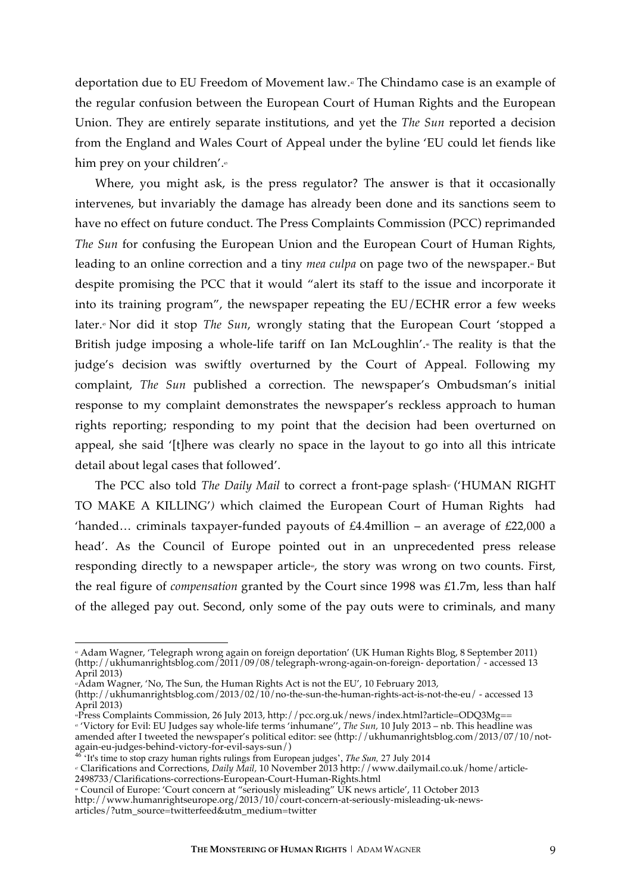deportation due to EU Freedom of Movement law.[42] The Chindamo case is an example of the regular confusion between the European Court of Human Rights and the European Union. They are entirely separate institutions, and yet the *The Sun* reported a decision from the England and Wales Court of Appeal under the byline 'EU could let fiends like him prey on your children'.[43]

Where, you might ask, is the press regulator? The answer is that it occasionally intervenes, but invariably the damage has already been done and its sanctions seem to have no effect on future conduct. The Press Complaints Commission (PCC) reprimanded *The Sun* for confusing the European Union and the European Court of Human Rights, leading to an online correction and a tiny *mea culpa* on page two of the newspaper.[44] But despite promising the PCC that it would "alert its staff to the issue and incorporate it into its training program", the newspaper repeating the EU/ECHR error a few weeks later.[45] Nor did it stop *The Sun*, wrongly stating that the European Court 'stopped a British judge imposing a whole-life tariff on Ian McLoughlin'.[46] The reality is that the judge's decision was swiftly overturned by the Court of Appeal. Following my complaint, *The Sun* published a correction. The newspaper's Ombudsman's initial response to my complaint demonstrates the newspaper's reckless approach to human rights reporting; responding to my point that the decision had been overturned on appeal, she said '[t]here was clearly no space in the layout to go into all this intricate detail about legal cases that followed'.

The PCC also told *The Daily Mail* to correct a front-page splash[47] ('HUMAN RIGHT TO MAKE A KILLING') which claimed the European Court of Human Rights had 'handed… criminals taxpayer-funded payouts of £4.4million – an average of £22,000 a head'. As the Council of Europe pointed out in an unprecedented press release responding directly to a newspaper article[48], the story was wrong on two counts. First, the real figure of *compensation* granted by the Court since 1998 was £1.7m, less than half of the alleged pay out. Second, only some of the pay outs were to criminals, and many

---

[42] Adam Wagner, 'Telegraph wrong again on foreign deportation' (UK Human Rights Blog, 8 September 2011) (http://ukhumanrightsblog.com/2011/09/08/telegraph-wrong-again-on-foreign- deportation/ - accessed 13 April 2013)

[43] Adam Wagner, 'No, The Sun, the Human Rights Act is not the EU', 10 February 2013, (http://ukhumanrightsblog.com/2013/02/10/no-the-sun-the-human-rights-act-is-not-the-eu/ - accessed 13 April 2013)

[44] Press Complaints Commission, 26 July 2013, http://pcc.org.uk/news/index.html?article=ODQ3Mg==

[45] 'Victory for Evil: EU Judges say whole-life terms 'inhumane'', *The Sun*, 10 July 2013 – nb. This headline was amended after I tweeted the newspaper's political editor: see (http://ukhumanrightsblog.com/2013/07/10/not-again-eu-judges-behind-victory-for-evil-says-sun/)

[46] 'It's time to stop crazy human rights rulings from European judges', *The Sun*, 27 July 2014

[47] Clarifications and Corrections, *Daily Mail*, 10 November 2013 http://www.dailymail.co.uk/home/article-2498733/Clarifications-corrections-European-Court-Human-Rights.html

[48] Council of Europe: 'Court concern at "seriously misleading" UK news article', 11 October 2013 http://www.humanrightseurope.org/2013/10/court-concern-at-seriously-misleading-uk-news-articles/?utm_source=twitterfeed&utm_medium=twitter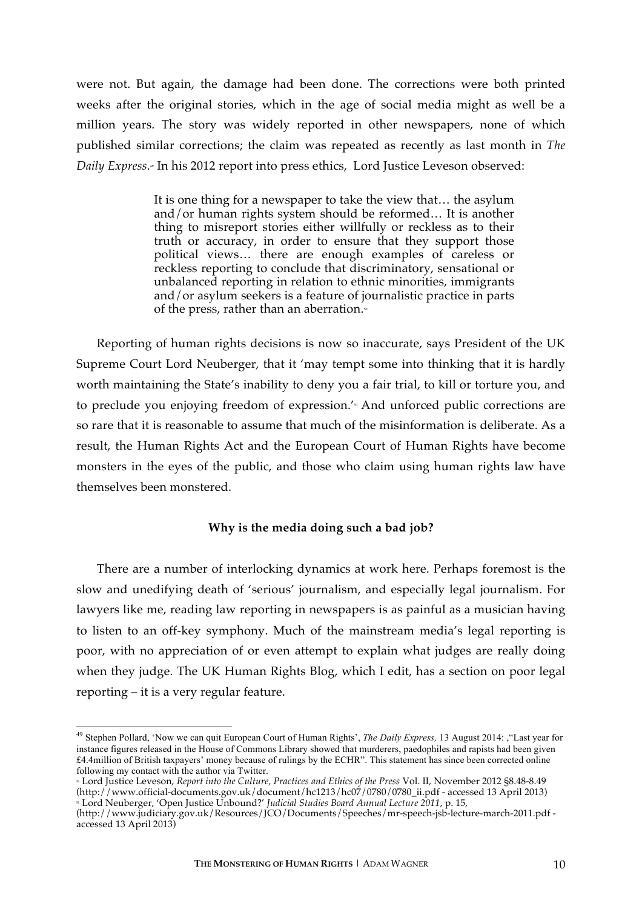were not. But again, the damage had been done. The corrections were both printed weeks after the original stories, which in the age of social media might as well be a million years. The story was widely reported in other newspapers, none of which published similar corrections; the claim was repeated as recently as last month in *The Daily Express*.[49] In his 2012 report into press ethics, Lord Justice Leveson observed:

> It is one thing for a newspaper to take the view that… the asylum and/or human rights system should be reformed… It is another thing to misreport stories either willfully or reckless as to their truth or accuracy, in order to ensure that they support those political views… there are enough examples of careless or reckless reporting to conclude that discriminatory, sensational or unbalanced reporting in relation to ethnic minorities, immigrants and/or asylum seekers is a feature of journalistic practice in parts of the press, rather than an aberration.[50]

Reporting of human rights decisions is now so inaccurate, says President of the UK Supreme Court Lord Neuberger, that it 'may tempt some into thinking that it is hardly worth maintaining the State's inability to deny you a fair trial, to kill or torture you, and to preclude you enjoying freedom of expression.'[51] And unforced public corrections are so rare that it is reasonable to assume that much of the misinformation is deliberate. As a result, the Human Rights Act and the European Court of Human Rights have become monsters in the eyes of the public, and those who claim using human rights law have themselves been monstered.

**Why is the media doing such a bad job?**

There are a number of interlocking dynamics at work here. Perhaps foremost is the slow and unedifying death of 'serious' journalism, and especially legal journalism. For lawyers like me, reading law reporting in newspapers is as painful as a musician having to listen to an off-key symphony. Much of the mainstream media's legal reporting is poor, with no appreciation of or even attempt to explain what judges are really doing when they judge. The UK Human Rights Blog, which I edit, has a section on poor legal reporting – it is a very regular feature.

---

[49] Stephen Pollard, 'Now we can quit European Court of Human Rights', *The Daily Express,* 13 August 2014: ,"Last year for instance figures released in the House of Commons Library showed that murderers, paedophiles and rapists had been given £4.4million of British taxpayers' money because of rulings by the ECHR". This statement has since been corrected online following my contact with the author via Twitter.

[50] Lord Justice Leveson, *Report into the Culture, Practices and Ethics of the Press* Vol. II, November 2012 §8.48-8.49 (http://www.official-documents.gov.uk/document/hc1213/hc07/0780/0780_ii.pdf - accessed 13 April 2013)

[51] Lord Neuberger, 'Open Justice Unbound?' *Judicial Studies Board Annual Lecture 2011*, p. 15, (http://www.judiciary.gov.uk/Resources/JCO/Documents/Speeches/mr-speech-jsb-lecture-march-2011.pdf - accessed 13 April 2013)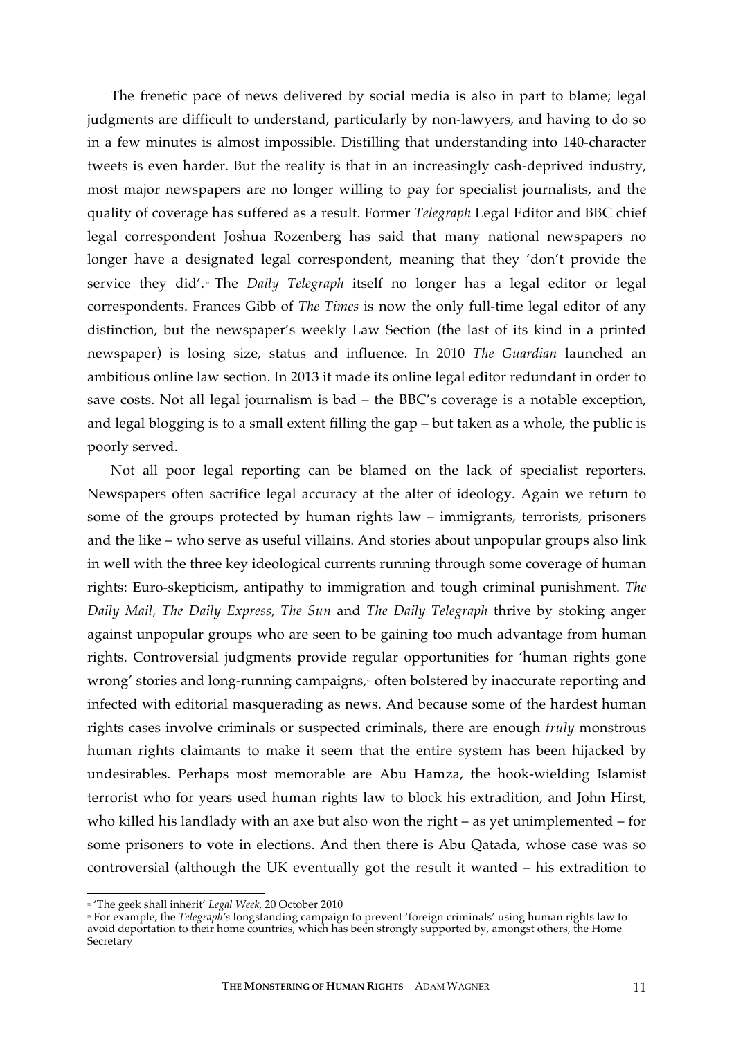The frenetic pace of news delivered by social media is also in part to blame; legal judgments are difficult to understand, particularly by non-lawyers, and having to do so in a few minutes is almost impossible. Distilling that understanding into 140-character tweets is even harder. But the reality is that in an increasingly cash-deprived industry, most major newspapers are no longer willing to pay for specialist journalists, and the quality of coverage has suffered as a result. Former *Telegraph* Legal Editor and BBC chief legal correspondent Joshua Rozenberg has said that many national newspapers no longer have a designated legal correspondent, meaning that they 'don't provide the service they did'.[32] The *Daily Telegraph* itself no longer has a legal editor or legal correspondents. Frances Gibb of *The Times* is now the only full-time legal editor of any distinction, but the newspaper's weekly Law Section (the last of its kind in a printed newspaper) is losing size, status and influence. In 2010 *The Guardian* launched an ambitious online law section. In 2013 it made its online legal editor redundant in order to save costs. Not all legal journalism is bad – the BBC's coverage is a notable exception, and legal blogging is to a small extent filling the gap – but taken as a whole, the public is poorly served.

Not all poor legal reporting can be blamed on the lack of specialist reporters. Newspapers often sacrifice legal accuracy at the alter of ideology. Again we return to some of the groups protected by human rights law – immigrants, terrorists, prisoners and the like – who serve as useful villains. And stories about unpopular groups also link in well with the three key ideological currents running through some coverage of human rights: Euro-skepticism, antipathy to immigration and tough criminal punishment. *The Daily Mail, The Daily Express, The Sun* and *The Daily Telegraph* thrive by stoking anger against unpopular groups who are seen to be gaining too much advantage from human rights. Controversial judgments provide regular opportunities for 'human rights gone wrong' stories and long-running campaigns,[33] often bolstered by inaccurate reporting and infected with editorial masquerading as news. And because some of the hardest human rights cases involve criminals or suspected criminals, there are enough *truly* monstrous human rights claimants to make it seem that the entire system has been hijacked by undesirables. Perhaps most memorable are Abu Hamza, the hook-wielding Islamist terrorist who for years used human rights law to block his extradition, and John Hirst, who killed his landlady with an axe but also won the right – as yet unimplemented – for some prisoners to vote in elections. And then there is Abu Qatada, whose case was so controversial (although the UK eventually got the result it wanted – his extradition to

---

[32] 'The geek shall inherit' *Legal Week,* 20 October 2010

[33] For example, the *Telegraph's* longstanding campaign to prevent 'foreign criminals' using human rights law to avoid deportation to their home countries, which has been strongly supported by, amongst others, the Home Secretary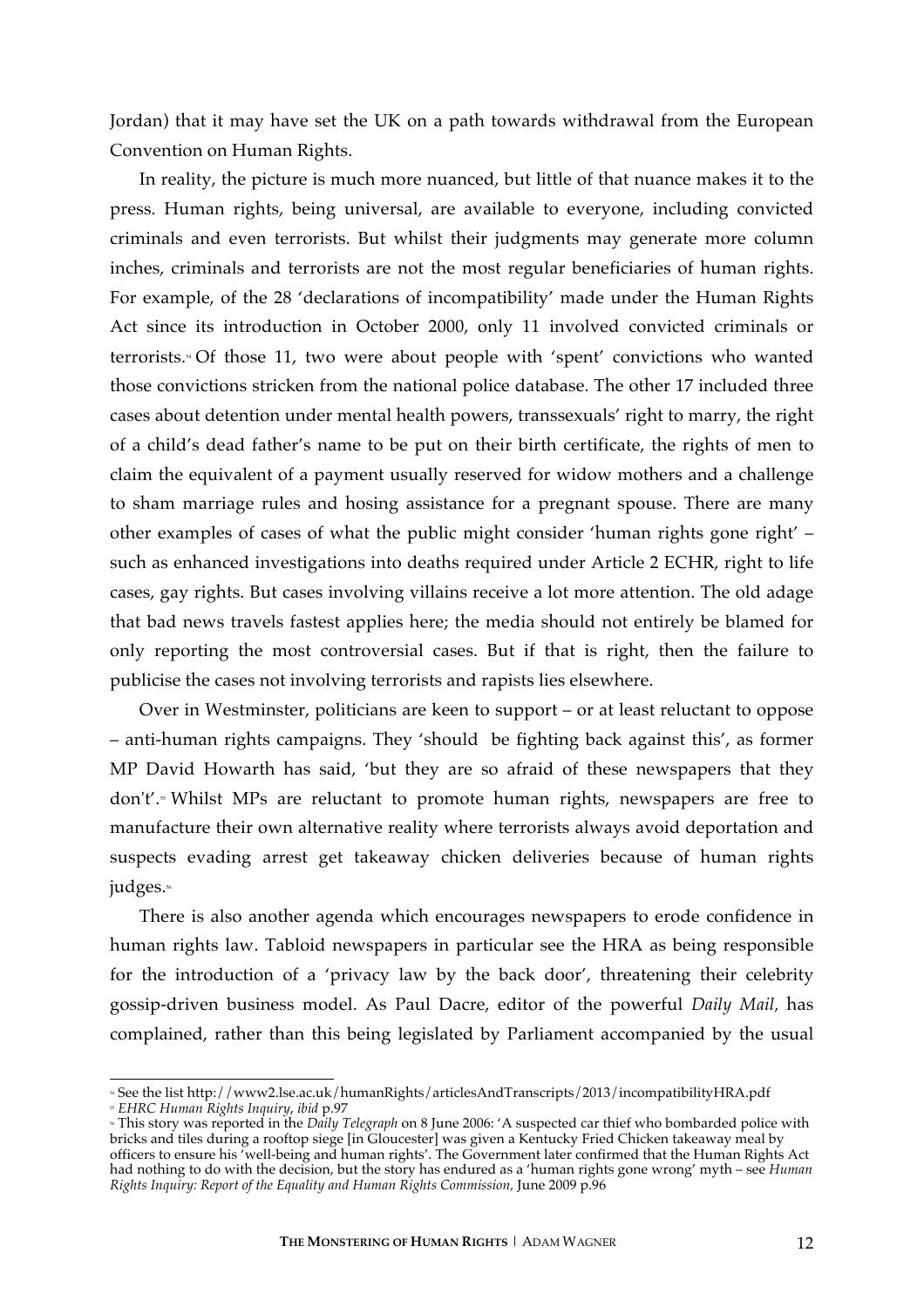Jordan) that it may have set the UK on a path towards withdrawal from the European Convention on Human Rights.

In reality, the picture is much more nuanced, but little of that nuance makes it to the press. Human rights, being universal, are available to everyone, including convicted criminals and even terrorists. But whilst their judgments may generate more column inches, criminals and terrorists are not the most regular beneficiaries of human rights. For example, of the 28 'declarations of incompatibility' made under the Human Rights Act since its introduction in October 2000, only 11 involved convicted criminals or terrorists.[54] Of those 11, two were about people with 'spent' convictions who wanted those convictions stricken from the national police database. The other 17 included three cases about detention under mental health powers, transsexuals' right to marry, the right of a child's dead father's name to be put on their birth certificate, the rights of men to claim the equivalent of a payment usually reserved for widow mothers and a challenge to sham marriage rules and hosing assistance for a pregnant spouse. There are many other examples of cases of what the public might consider 'human rights gone right' – such as enhanced investigations into deaths required under Article 2 ECHR, right to life cases, gay rights. But cases involving villains receive a lot more attention. The old adage that bad news travels fastest applies here; the media should not entirely be blamed for only reporting the most controversial cases. But if that is right, then the failure to publicise the cases not involving terrorists and rapists lies elsewhere.

Over in Westminster, politicians are keen to support – or at least reluctant to oppose – anti-human rights campaigns. They 'should be fighting back against this', as former MP David Howarth has said, 'but they are so afraid of these newspapers that they don't'.[55] Whilst MPs are reluctant to promote human rights, newspapers are free to manufacture their own alternative reality where terrorists always avoid deportation and suspects evading arrest get takeaway chicken deliveries because of human rights judges.[56]

There is also another agenda which encourages newspapers to erode confidence in human rights law. Tabloid newspapers in particular see the HRA as being responsible for the introduction of a 'privacy law by the back door', threatening their celebrity gossip-driven business model. As Paul Dacre, editor of the powerful *Daily Mail*, has complained, rather than this being legislated by Parliament accompanied by the usual

---

[54] See the list http://www2.lse.ac.uk/humanRights/articlesAndTranscripts/2013/incompatibilityHRA.pdf

[55] *EHRC Human Rights Inquiry*, *ibid* p.97

[56] This story was reported in the *Daily Telegraph* on 8 June 2006: 'A suspected car thief who bombarded police with bricks and tiles during a rooftop siege [in Gloucester] was given a Kentucky Fried Chicken takeaway meal by officers to ensure his 'well-being and human rights'. The Government later confirmed that the Human Rights Act had nothing to do with the decision, but the story has endured as a 'human rights gone wrong' myth – see *Human Rights Inquiry: Report of the Equality and Human Rights Commission*, June 2009 p.96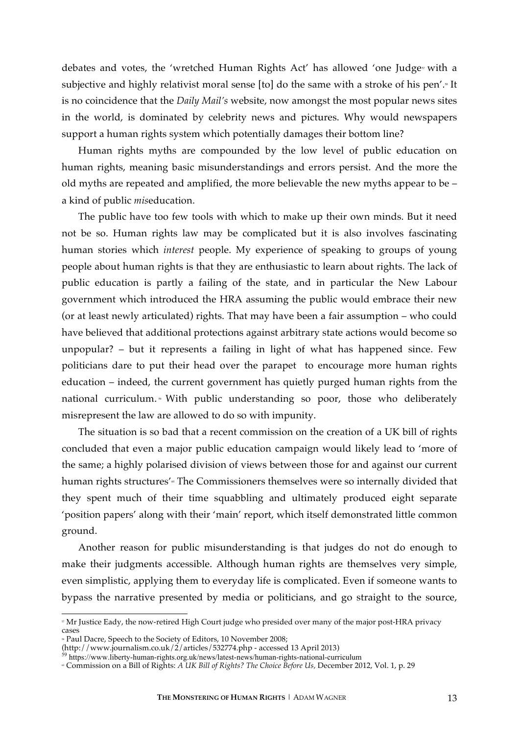debates and votes, the 'wretched Human Rights Act' has allowed 'one Judge[57] with a subjective and highly relativist moral sense [to] do the same with a stroke of his pen'.[58] It is no coincidence that the *Daily Mail's* website, now amongst the most popular news sites in the world, is dominated by celebrity news and pictures. Why would newspapers support a human rights system which potentially damages their bottom line?

Human rights myths are compounded by the low level of public education on human rights, meaning basic misunderstandings and errors persist. And the more the old myths are repeated and amplified, the more believable the new myths appear to be – a kind of public *mis*education.

The public have too few tools with which to make up their own minds. But it need not be so. Human rights law may be complicated but it is also involves fascinating human stories which *interest* people. My experience of speaking to groups of young people about human rights is that they are enthusiastic to learn about rights. The lack of public education is partly a failing of the state, and in particular the New Labour government which introduced the HRA assuming the public would embrace their new (or at least newly articulated) rights. That may have been a fair assumption – who could have believed that additional protections against arbitrary state actions would become so unpopular? – but it represents a failing in light of what has happened since. Few politicians dare to put their head over the parapet to encourage more human rights education – indeed, the current government has quietly purged human rights from the national curriculum.[59] With public understanding so poor, those who deliberately misrepresent the law are allowed to do so with impunity.

The situation is so bad that a recent commission on the creation of a UK bill of rights concluded that even a major public education campaign would likely lead to 'more of the same; a highly polarised division of views between those for and against our current human rights structures'[60] The Commissioners themselves were so internally divided that they spent much of their time squabbling and ultimately produced eight separate 'position papers' along with their 'main' report, which itself demonstrated little common ground.

Another reason for public misunderstanding is that judges do not do enough to make their judgments accessible. Although human rights are themselves very simple, even simplistic, applying them to everyday life is complicated. Even if someone wants to bypass the narrative presented by media or politicians, and go straight to the source,

---

[57] Mr Justice Eady, the now-retired High Court judge who presided over many of the major post-HRA privacy cases

[58] Paul Dacre, Speech to the Society of Editors, 10 November 2008; (http://www.journalism.co.uk/2/articles/532774.php - accessed 13 April 2013)

[59] https://www.liberty-human-rights.org.uk/news/latest-news/human-rights-national-curriculum

[60] Commission on a Bill of Rights: *A UK Bill of Rights? The Choice Before Us*, December 2012, Vol. 1, p. 29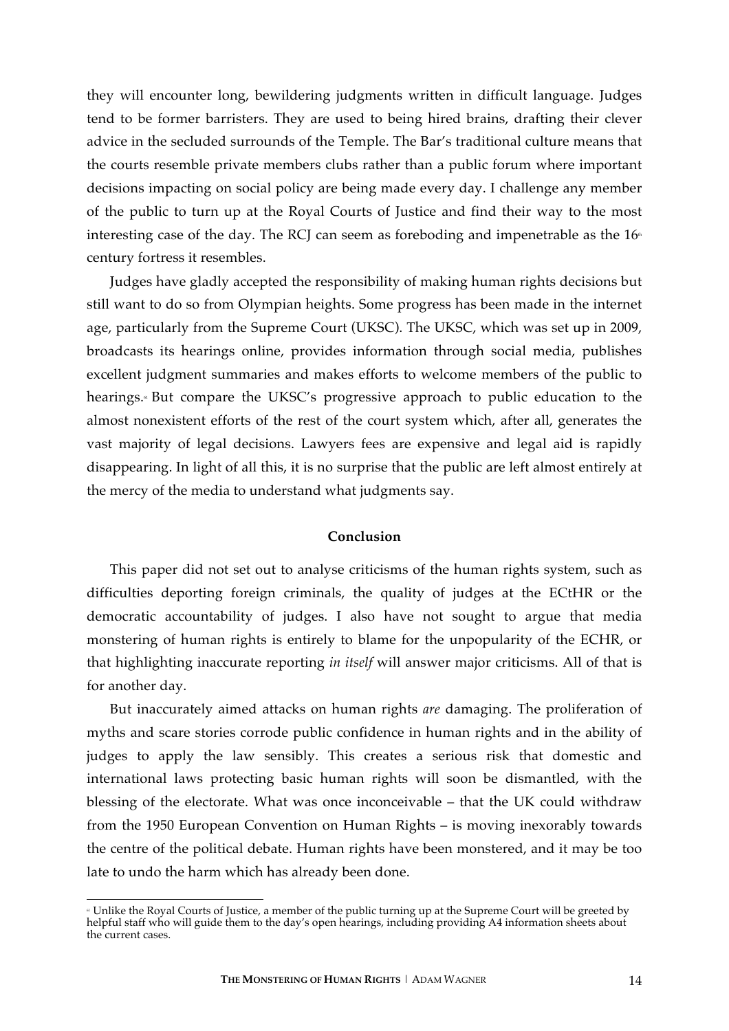they will encounter long, bewildering judgments written in difficult language. Judges tend to be former barristers. They are used to being hired brains, drafting their clever advice in the secluded surrounds of the Temple. The Bar's traditional culture means that the courts resemble private members clubs rather than a public forum where important decisions impacting on social policy are being made every day. I challenge any member of the public to turn up at the Royal Courts of Justice and find their way to the most interesting case of the day. The RCJ can seem as foreboding and impenetrable as the 16th century fortress it resembles.

Judges have gladly accepted the responsibility of making human rights decisions but still want to do so from Olympian heights. Some progress has been made in the internet age, particularly from the Supreme Court (UKSC). The UKSC, which was set up in 2009, broadcasts its hearings online, provides information through social media, publishes excellent judgment summaries and makes efforts to welcome members of the public to hearings.[41] But compare the UKSC's progressive approach to public education to the almost nonexistent efforts of the rest of the court system which, after all, generates the vast majority of legal decisions. Lawyers fees are expensive and legal aid is rapidly disappearing. In light of all this, it is no surprise that the public are left almost entirely at the mercy of the media to understand what judgments say.

**Conclusion**

This paper did not set out to analyse criticisms of the human rights system, such as difficulties deporting foreign criminals, the quality of judges at the ECtHR or the democratic accountability of judges. I also have not sought to argue that media monstering of human rights is entirely to blame for the unpopularity of the ECHR, or that highlighting inaccurate reporting *in itself* will answer major criticisms. All of that is for another day.

But inaccurately aimed attacks on human rights *are* damaging. The proliferation of myths and scare stories corrode public confidence in human rights and in the ability of judges to apply the law sensibly. This creates a serious risk that domestic and international laws protecting basic human rights will soon be dismantled, with the blessing of the electorate. What was once inconceivable – that the UK could withdraw from the 1950 European Convention on Human Rights – is moving inexorably towards the centre of the political debate. Human rights have been monstered, and it may be too late to undo the harm which has already been done.

---

[41] Unlike the Royal Courts of Justice, a member of the public turning up at the Supreme Court will be greeted by helpful staff who will guide them to the day's open hearings, including providing A4 information sheets about the current cases.